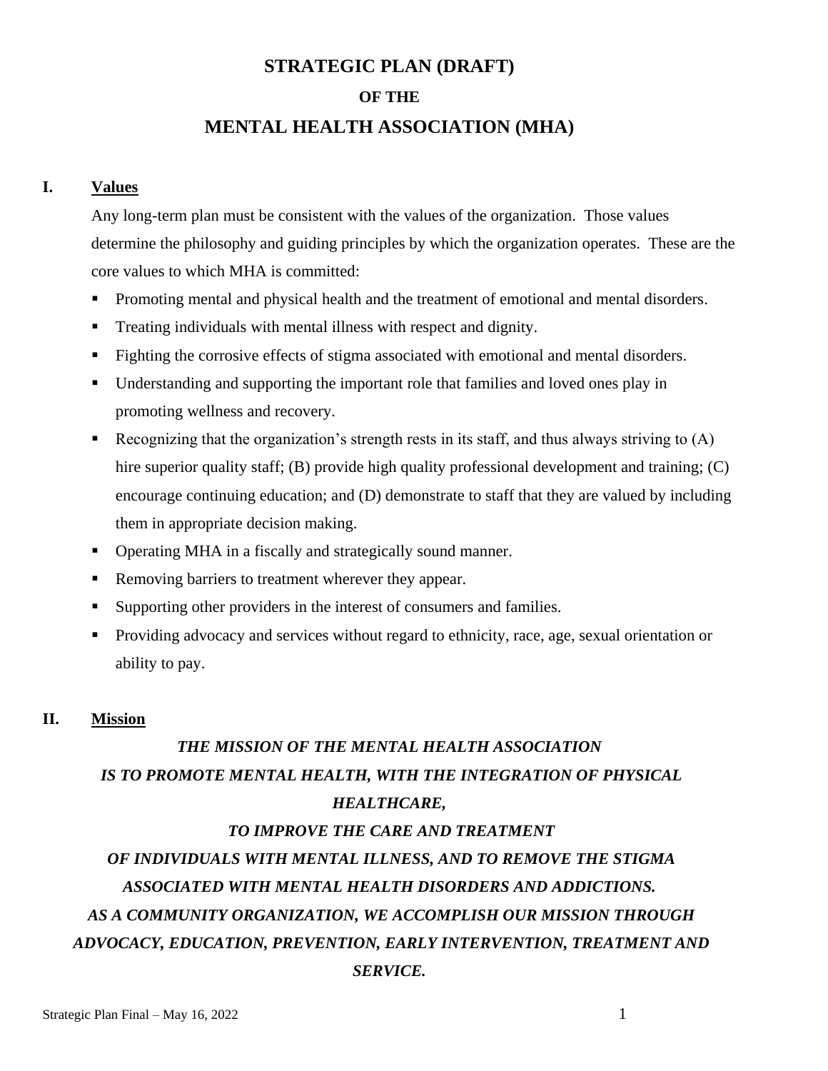# STRATEGIC PLAN (DRAFT)

### OF THE

## MENTAL HEALTH ASSOCIATION (MHA)

**I. Values**

Any long-term plan must be consistent with the values of the organization. Those values determine the philosophy and guiding principles by which the organization operates. These are the core values to which MHA is committed:

- Promoting mental and physical health and the treatment of emotional and mental disorders.
- Treating individuals with mental illness with respect and dignity.
- Fighting the corrosive effects of stigma associated with emotional and mental disorders.
- Understanding and supporting the important role that families and loved ones play in promoting wellness and recovery.
- Recognizing that the organization's strength rests in its staff, and thus always striving to (A) hire superior quality staff; (B) provide high quality professional development and training; (C) encourage continuing education; and (D) demonstrate to staff that they are valued by including them in appropriate decision making.
- Operating MHA in a fiscally and strategically sound manner.
- Removing barriers to treatment wherever they appear.
- Supporting other providers in the interest of consumers and families.
- Providing advocacy and services without regard to ethnicity, race, age, sexual orientation or ability to pay.

**II. Mission**

***THE MISSION OF THE MENTAL HEALTH ASSOCIATION IS TO PROMOTE MENTAL HEALTH, WITH THE INTEGRATION OF PHYSICAL HEALTHCARE, TO IMPROVE THE CARE AND TREATMENT OF INDIVIDUALS WITH MENTAL ILLNESS, AND TO REMOVE THE STIGMA ASSOCIATED WITH MENTAL HEALTH DISORDERS AND ADDICTIONS. AS A COMMUNITY ORGANIZATION, WE ACCOMPLISH OUR MISSION THROUGH ADVOCACY, EDUCATION, PREVENTION, EARLY INTERVENTION, TREATMENT AND SERVICE.***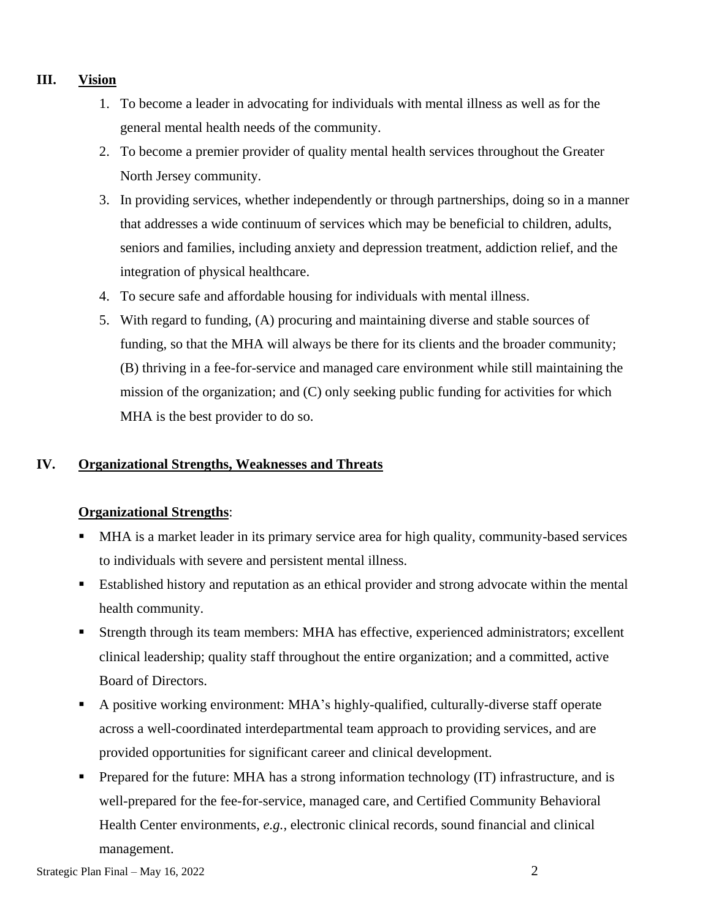## III. Vision

1. To become a leader in advocating for individuals with mental illness as well as for the general mental health needs of the community.
2. To become a premier provider of quality mental health services throughout the Greater North Jersey community.
3. In providing services, whether independently or through partnerships, doing so in a manner that addresses a wide continuum of services which may be beneficial to children, adults, seniors and families, including anxiety and depression treatment, addiction relief, and the integration of physical healthcare.
4. To secure safe and affordable housing for individuals with mental illness.
5. With regard to funding, (A) procuring and maintaining diverse and stable sources of funding, so that the MHA will always be there for its clients and the broader community; (B) thriving in a fee-for-service and managed care environment while still maintaining the mission of the organization; and (C) only seeking public funding for activities for which MHA is the best provider to do so.

## IV. Organizational Strengths, Weaknesses and Threats

### Organizational Strengths:

- MHA is a market leader in its primary service area for high quality, community-based services to individuals with severe and persistent mental illness.
- Established history and reputation as an ethical provider and strong advocate within the mental health community.
- Strength through its team members: MHA has effective, experienced administrators; excellent clinical leadership; quality staff throughout the entire organization; and a committed, active Board of Directors.
- A positive working environment: MHA's highly-qualified, culturally-diverse staff operate across a well-coordinated interdepartmental team approach to providing services, and are provided opportunities for significant career and clinical development.
- Prepared for the future: MHA has a strong information technology (IT) infrastructure, and is well-prepared for the fee-for-service, managed care, and Certified Community Behavioral Health Center environments, *e.g.*, electronic clinical records, sound financial and clinical management.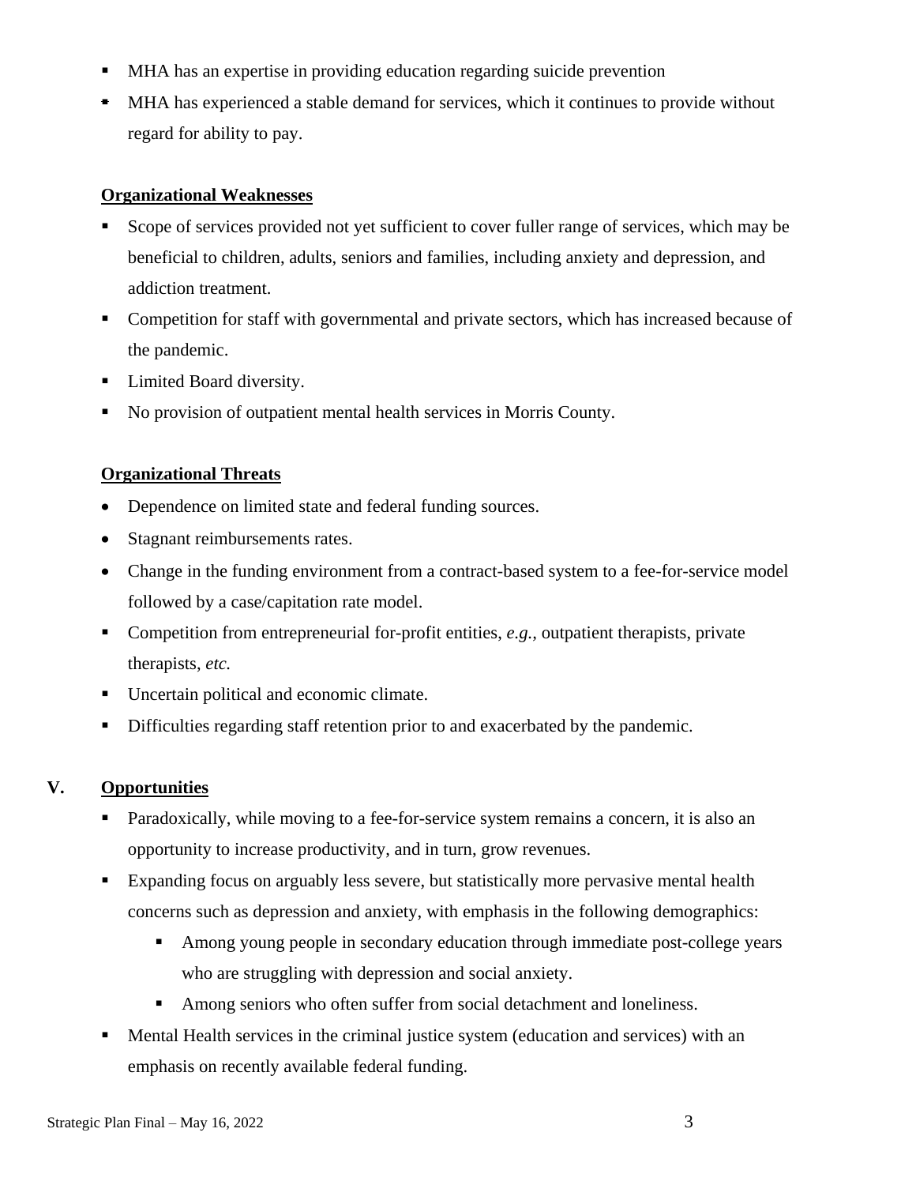- MHA has an expertise in providing education regarding suicide prevention
- MHA has experienced a stable demand for services, which it continues to provide without regard for ability to pay.

**Organizational Weaknesses**

- Scope of services provided not yet sufficient to cover fuller range of services, which may be beneficial to children, adults, seniors and families, including anxiety and depression, and addiction treatment.
- Competition for staff with governmental and private sectors, which has increased because of the pandemic.
- Limited Board diversity.
- No provision of outpatient mental health services in Morris County.

**Organizational Threats**

- Dependence on limited state and federal funding sources.
- Stagnant reimbursements rates.
- Change in the funding environment from a contract-based system to a fee-for-service model followed by a case/capitation rate model.
- Competition from entrepreneurial for-profit entities, *e.g.*, outpatient therapists, private therapists, *etc.*
- Uncertain political and economic climate.
- Difficulties regarding staff retention prior to and exacerbated by the pandemic.

## V. Opportunities

- Paradoxically, while moving to a fee-for-service system remains a concern, it is also an opportunity to increase productivity, and in turn, grow revenues.
- Expanding focus on arguably less severe, but statistically more pervasive mental health concerns such as depression and anxiety, with emphasis in the following demographics:
  - Among young people in secondary education through immediate post-college years who are struggling with depression and social anxiety.
  - Among seniors who often suffer from social detachment and loneliness.
- Mental Health services in the criminal justice system (education and services) with an emphasis on recently available federal funding.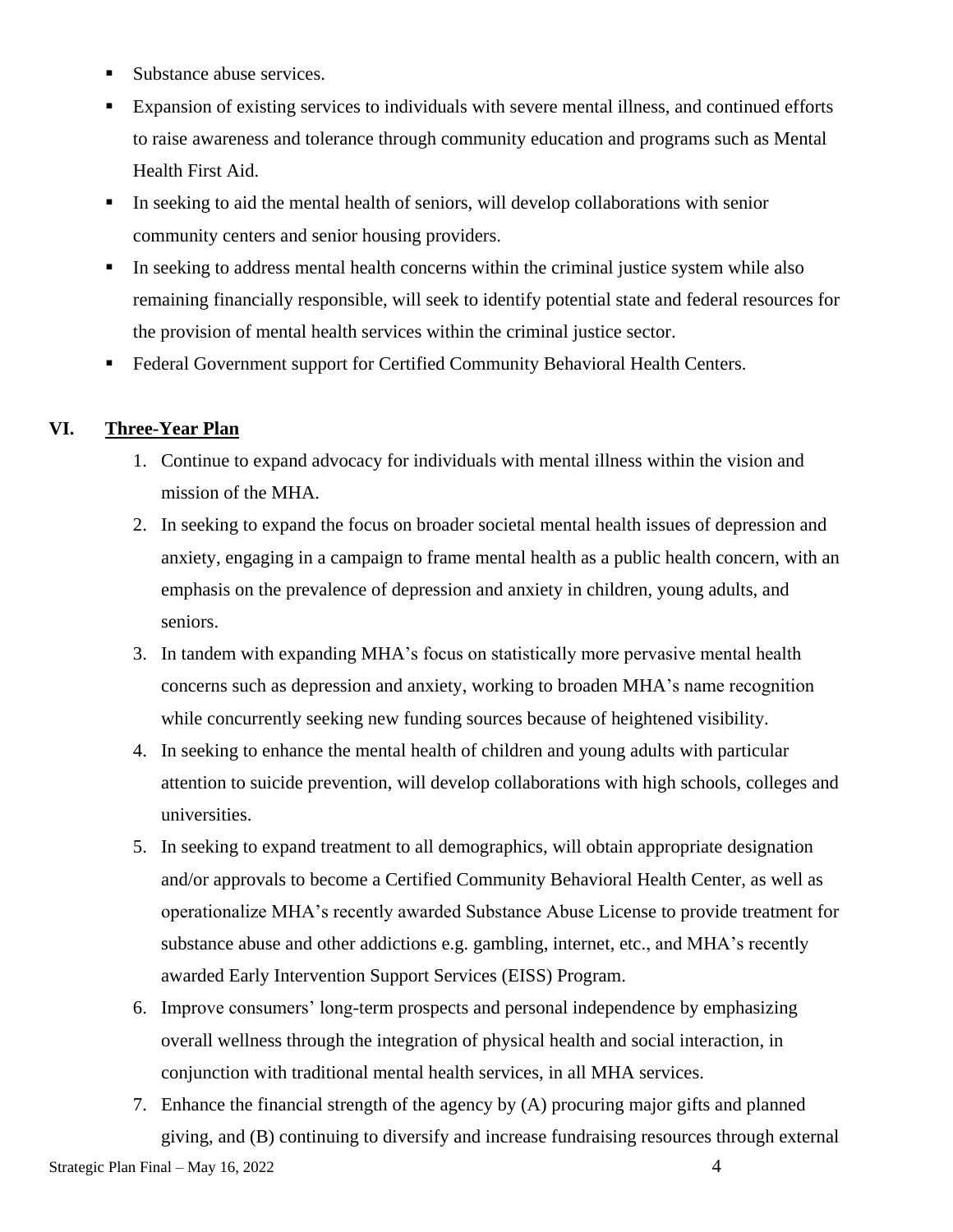- Substance abuse services.
- Expansion of existing services to individuals with severe mental illness, and continued efforts to raise awareness and tolerance through community education and programs such as Mental Health First Aid.
- In seeking to aid the mental health of seniors, will develop collaborations with senior community centers and senior housing providers.
- In seeking to address mental health concerns within the criminal justice system while also remaining financially responsible, will seek to identify potential state and federal resources for the provision of mental health services within the criminal justice sector.
- Federal Government support for Certified Community Behavioral Health Centers.

## VI. Three-Year Plan

1. Continue to expand advocacy for individuals with mental illness within the vision and mission of the MHA.
2. In seeking to expand the focus on broader societal mental health issues of depression and anxiety, engaging in a campaign to frame mental health as a public health concern, with an emphasis on the prevalence of depression and anxiety in children, young adults, and seniors.
3. In tandem with expanding MHA's focus on statistically more pervasive mental health concerns such as depression and anxiety, working to broaden MHA's name recognition while concurrently seeking new funding sources because of heightened visibility.
4. In seeking to enhance the mental health of children and young adults with particular attention to suicide prevention, will develop collaborations with high schools, colleges and universities.
5. In seeking to expand treatment to all demographics, will obtain appropriate designation and/or approvals to become a Certified Community Behavioral Health Center, as well as operationalize MHA's recently awarded Substance Abuse License to provide treatment for substance abuse and other addictions e.g. gambling, internet, etc., and MHA's recently awarded Early Intervention Support Services (EISS) Program.
6. Improve consumers' long-term prospects and personal independence by emphasizing overall wellness through the integration of physical health and social interaction, in conjunction with traditional mental health services, in all MHA services.
7. Enhance the financial strength of the agency by (A) procuring major gifts and planned giving, and (B) continuing to diversify and increase fundraising resources through external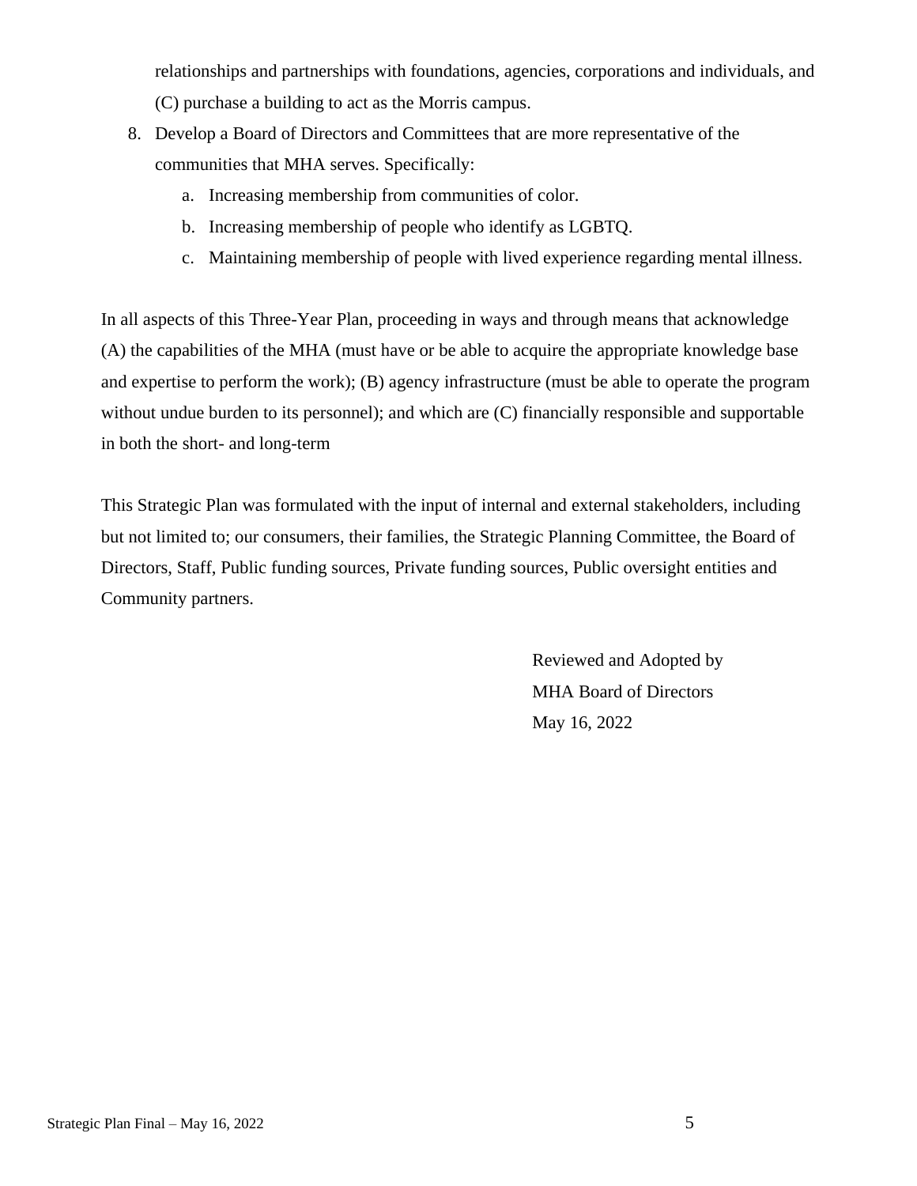relationships and partnerships with foundations, agencies, corporations and individuals, and (C) purchase a building to act as the Morris campus.

8. Develop a Board of Directors and Committees that are more representative of the communities that MHA serves. Specifically:
    a. Increasing membership from communities of color.
    b. Increasing membership of people who identify as LGBTQ.
    c. Maintaining membership of people with lived experience regarding mental illness.

In all aspects of this Three-Year Plan, proceeding in ways and through means that acknowledge (A) the capabilities of the MHA (must have or be able to acquire the appropriate knowledge base and expertise to perform the work); (B) agency infrastructure (must be able to operate the program without undue burden to its personnel); and which are (C) financially responsible and supportable in both the short- and long-term

This Strategic Plan was formulated with the input of internal and external stakeholders, including but not limited to; our consumers, their families, the Strategic Planning Committee, the Board of Directors, Staff, Public funding sources, Private funding sources, Public oversight entities and Community partners.

Reviewed and Adopted by
MHA Board of Directors
May 16, 2022